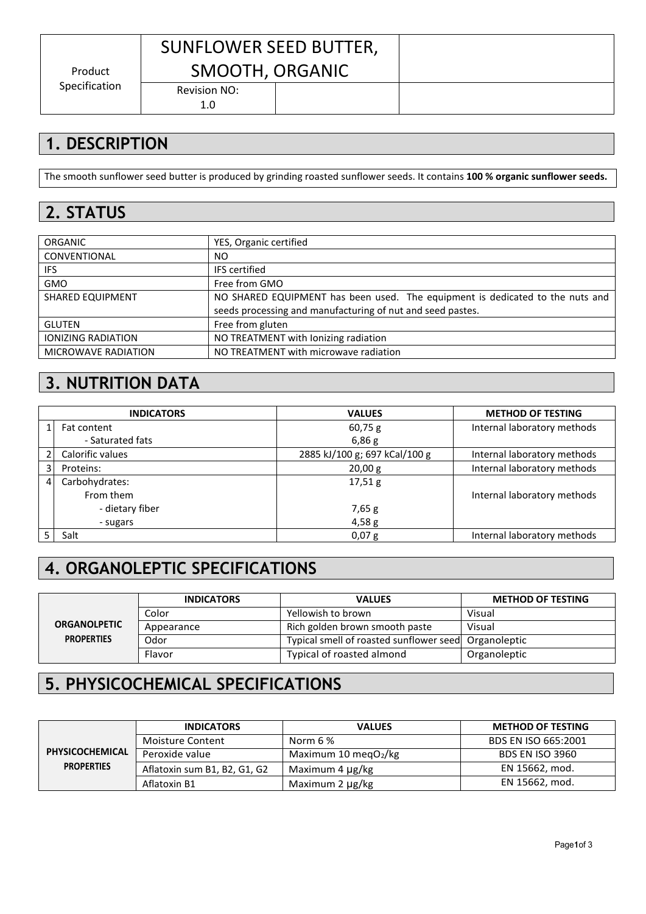| Product Specification | SUNFLOWER SEED BUTTER, SMOOTH, ORGANIC | | |
|---|---|---|---|
| | Revision NO: 1.0 | | |

## 1. DESCRIPTION

The smooth sunflower seed butter is produced by grinding roasted sunflower seeds. It contains **100 % organic sunflower seeds.**

## 2. STATUS

| | |
|---|---|
| ORGANIC | YES, Organic certified |
| CONVENTIONAL | NO |
| IFS | IFS certified |
| GMO | Free from GMO |
| SHARED EQUIPMENT | NO SHARED EQUIPMENT has been used. The equipment is dedicated to the nuts and seeds processing and manufacturing of nut and seed pastes. |
| GLUTEN | Free from gluten |
| IONIZING RADIATION | NO TREATMENT with Ionizing radiation |
| MICROWAVE RADIATION | NO TREATMENT with microwave radiation |

## 3. NUTRITION DATA

| | INDICATORS | VALUES | METHOD OF TESTING |
|---|---|---|---|
| 1 | Fat content<br>- Saturated fats | 60,75 g<br>6,86 g | Internal laboratory methods |
| 2 | Calorific values | 2885 kJ/100 g; 697 kCal/100 g | Internal laboratory methods |
| 3 | Proteins: | 20,00 g | Internal laboratory methods |
| 4 | Carbohydrates:<br>From them<br>- dietary fiber<br>- sugars | 17,51 g<br><br>7,65 g<br>4,58 g | Internal laboratory methods |
| 5 | Salt | 0,07 g | Internal laboratory methods |

## 4. ORGANOLEPTIC SPECIFICATIONS

| | INDICATORS | VALUES | METHOD OF TESTING |
|---|---|---|---|
| **ORGANOLPETIC PROPERTIES** | Color | Yellowish to brown | Visual |
| | Appearance | Rich golden brown smooth paste | Visual |
| | Odor | Typical smell of roasted sunflower seed | Organoleptic |
| | Flavor | Typical of roasted almond | Organoleptic |

## 5. PHYSICOCHEMICAL SPECIFICATIONS

| | INDICATORS | VALUES | METHOD OF TESTING |
|---|---|---|---|
| **PHYSICOCHEMICAL PROPERTIES** | Moisture Content | Norm 6 % | BDS EN ISO 665:2001 |
| | Peroxide value | Maximum 10 meq$O_2$/kg | BDS EN ISO 3960 |
| | Aflatoxin sum B1, B2, G1, G2 | Maximum 4 μg/kg | EN 15662, mod. |
| | Aflatoxin B1 | Maximum 2 μg/kg | EN 15662, mod. |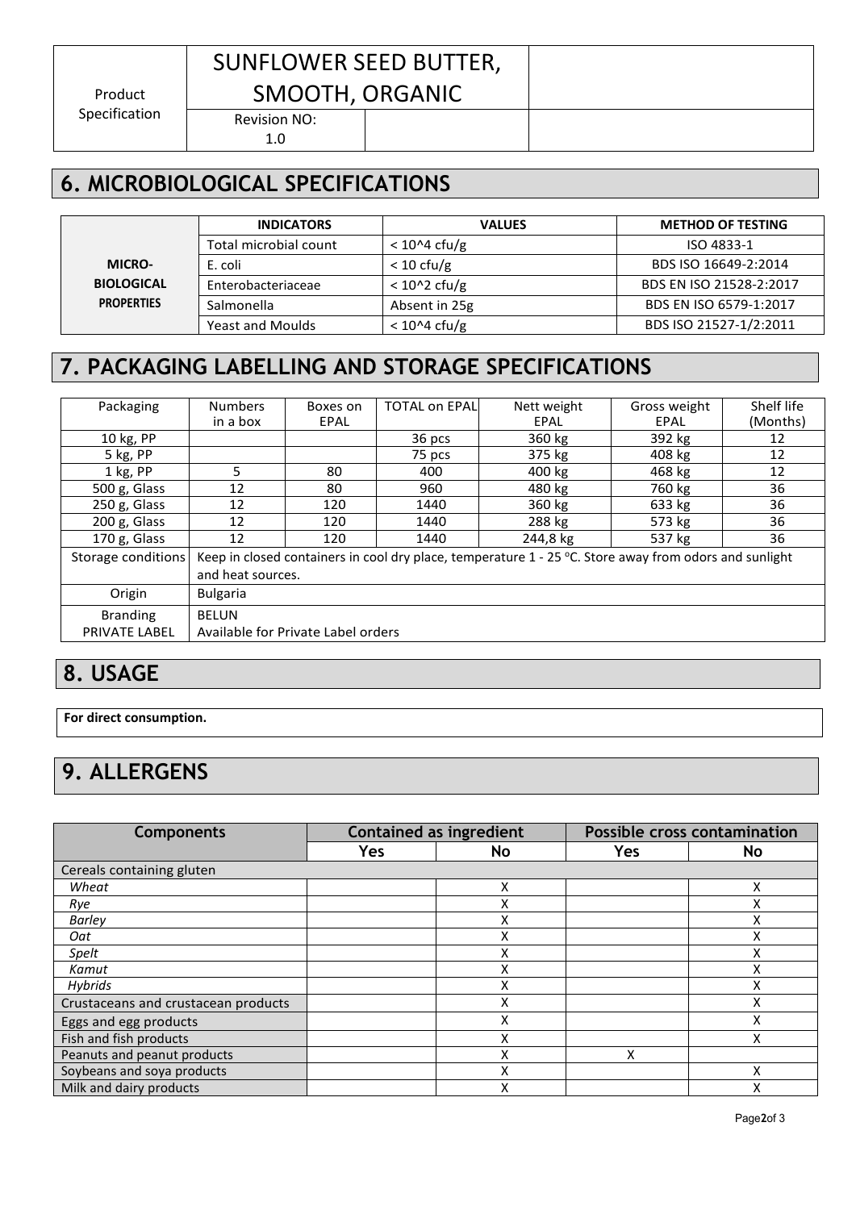| Product Specification | SUNFLOWER SEED BUTTER, SMOOTH, ORGANIC | |
|---|---|---|
| | Revision NO: 1.0 | |

## 6. MICROBIOLOGICAL SPECIFICATIONS

| | INDICATORS | VALUES | METHOD OF TESTING |
|---|---|---|---|
| MICRO-BIOLOGICAL PROPERTIES | Total microbial count | < 10^4 cfu/g | ISO 4833-1 |
| | E. coli | < 10 cfu/g | BDS ISO 16649-2:2014 |
| | Enterobacteriaceae | < 10^2 cfu/g | BDS EN ISO 21528-2:2017 |
| | Salmonella | Absent in 25g | BDS EN ISO 6579-1:2017 |
| | Yeast and Moulds | < 10^4 cfu/g | BDS ISO 21527-1/2:2011 |

## 7. PACKAGING LABELLING AND STORAGE SPECIFICATIONS

| Packaging | Numbers in a box | Boxes on EPAL | TOTAL on EPAL | Nett weight EPAL | Gross weight EPAL | Shelf life (Months) |
|---|---|---|---|---|---|---|
| 10 kg, PP | | | 36 pcs | 360 kg | 392 kg | 12 |
| 5 kg, PP | | | 75 pcs | 375 kg | 408 kg | 12 |
| 1 kg, PP | 5 | 80 | 400 | 400 kg | 468 kg | 12 |
| 500 g, Glass | 12 | 80 | 960 | 480 kg | 760 kg | 36 |
| 250 g, Glass | 12 | 120 | 1440 | 360 kg | 633 kg | 36 |
| 200 g, Glass | 12 | 120 | 1440 | 288 kg | 573 kg | 36 |
| 170 g, Glass | 12 | 120 | 1440 | 244,8 kg | 537 kg | 36 |
| Storage conditions | Keep in closed containers in cool dry place, temperature 1 - 25 °C. Store away from odors and sunlight and heat sources. | | | | | |
| Origin | Bulgaria | | | | | |
| Branding PRIVATE LABEL | BELUN Available for Private Label orders | | | | | |

## 8. USAGE

**For direct consumption.**

## 9. ALLERGENS

| Components | Contained as ingredient | | Possible cross contamination | |
|---|---|---|---|---|
| | Yes | No | Yes | No |
| Cereals containing gluten | | | | |
| *Wheat* | | X | | X |
| *Rye* | | X | | X |
| *Barley* | | X | | X |
| *Oat* | | X | | X |
| *Spelt* | | X | | X |
| *Kamut* | | X | | X |
| *Hybrids* | | X | | X |
| Crustaceans and crustacean products | | X | | X |
| Eggs and egg products | | X | | X |
| Fish and fish products | | X | | X |
| Peanuts and peanut products | | X | X | |
| Soybeans and soya products | | X | | X |
| Milk and dairy products | | X | | X |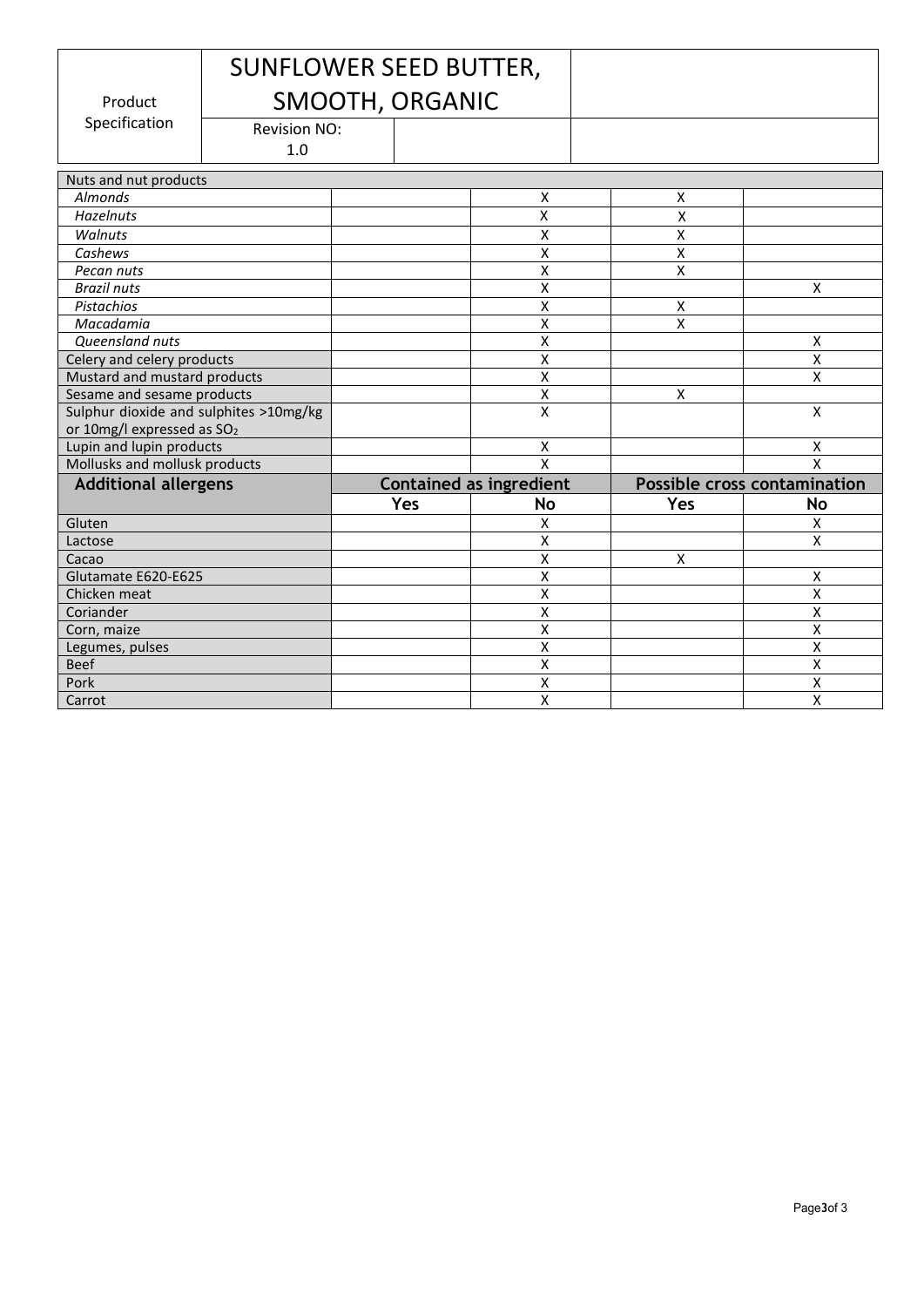| Product Specification | SUNFLOWER SEED BUTTER, SMOOTH, ORGANIC | |
|---|---|---|
| | Revision NO: 1.0 | |

| | | | | |
|---|---|---|---|---|
| Nuts and nut products | | | | |
| *Almonds* | | X | X | |
| *Hazelnuts* | | X | X | |
| *Walnuts* | | X | X | |
| *Cashews* | | X | X | |
| *Pecan nuts* | | X | X | |
| *Brazil nuts* | | X | | X |
| *Pistachios* | | X | X | |
| *Macadamia* | | X | X | |
| *Queensland nuts* | | X | | X |
| Celery and celery products | | X | | X |
| Mustard and mustard products | | X | | X |
| Sesame and sesame products | | X | X | |
| Sulphur dioxide and sulphites >10mg/kg or 10mg/l expressed as $SO_2$ | | X | | X |
| Lupin and lupin products | | X | | X |
| Mollusks and mollusk products | | X | | X |
| **Additional allergens** | **Contained as ingredient** | | **Possible cross contamination** | |
| | **Yes** | **No** | **Yes** | **No** |
| Gluten | | X | | X |
| Lactose | | X | | X |
| Cacao | | X | X | |
| Glutamate E620-E625 | | X | | X |
| Chicken meat | | X | | X |
| Coriander | | X | | X |
| Corn, maize | | X | | X |
| Legumes, pulses | | X | | X |
| Beef | | X | | X |
| Pork | | X | | X |
| Carrot | | X | | X |